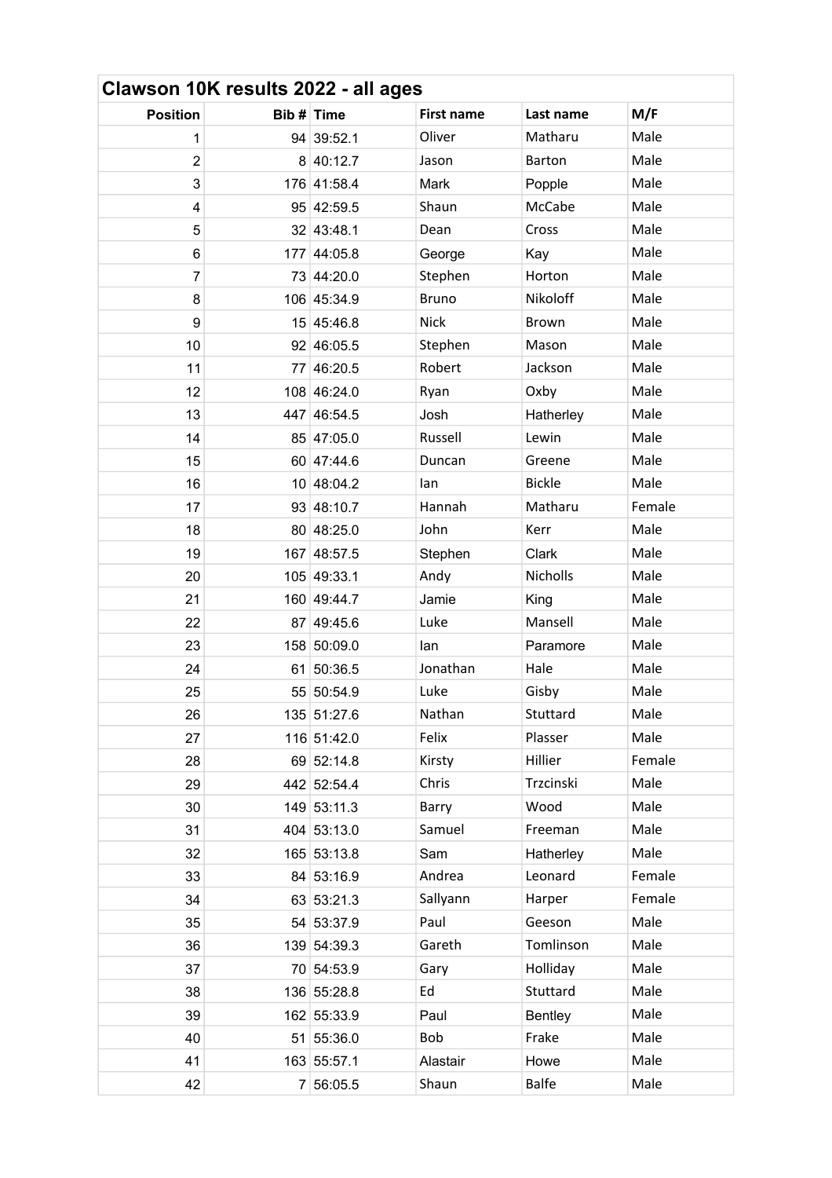# Clawson 10K results 2022 - all ages

| Position | Bib # | Time | First name | Last name | M/F |
|---|---|---|---|---|---|
| 1 | 94 | 39:52.1 | Oliver | Matharu | Male |
| 2 | 8 | 40:12.7 | Jason | Barton | Male |
| 3 | 176 | 41:58.4 | Mark | Popple | Male |
| 4 | 95 | 42:59.5 | Shaun | McCabe | Male |
| 5 | 32 | 43:48.1 | Dean | Cross | Male |
| 6 | 177 | 44:05.8 | George | Kay | Male |
| 7 | 73 | 44:20.0 | Stephen | Horton | Male |
| 8 | 106 | 45:34.9 | Bruno | Nikoloff | Male |
| 9 | 15 | 45:46.8 | Nick | Brown | Male |
| 10 | 92 | 46:05.5 | Stephen | Mason | Male |
| 11 | 77 | 46:20.5 | Robert | Jackson | Male |
| 12 | 108 | 46:24.0 | Ryan | Oxby | Male |
| 13 | 447 | 46:54.5 | Josh | Hatherley | Male |
| 14 | 85 | 47:05.0 | Russell | Lewin | Male |
| 15 | 60 | 47:44.6 | Duncan | Greene | Male |
| 16 | 10 | 48:04.2 | Ian | Bickle | Male |
| 17 | 93 | 48:10.7 | Hannah | Matharu | Female |
| 18 | 80 | 48:25.0 | John | Kerr | Male |
| 19 | 167 | 48:57.5 | Stephen | Clark | Male |
| 20 | 105 | 49:33.1 | Andy | Nicholls | Male |
| 21 | 160 | 49:44.7 | Jamie | King | Male |
| 22 | 87 | 49:45.6 | Luke | Mansell | Male |
| 23 | 158 | 50:09.0 | Ian | Paramore | Male |
| 24 | 61 | 50:36.5 | Jonathan | Hale | Male |
| 25 | 55 | 50:54.9 | Luke | Gisby | Male |
| 26 | 135 | 51:27.6 | Nathan | Stuttard | Male |
| 27 | 116 | 51:42.0 | Felix | Plasser | Male |
| 28 | 69 | 52:14.8 | Kirsty | Hillier | Female |
| 29 | 442 | 52:54.4 | Chris | Trzcinski | Male |
| 30 | 149 | 53:11.3 | Barry | Wood | Male |
| 31 | 404 | 53:13.0 | Samuel | Freeman | Male |
| 32 | 165 | 53:13.8 | Sam | Hatherley | Male |
| 33 | 84 | 53:16.9 | Andrea | Leonard | Female |
| 34 | 63 | 53:21.3 | Sallyann | Harper | Female |
| 35 | 54 | 53:37.9 | Paul | Geeson | Male |
| 36 | 139 | 54:39.3 | Gareth | Tomlinson | Male |
| 37 | 70 | 54:53.9 | Gary | Holliday | Male |
| 38 | 136 | 55:28.8 | Ed | Stuttard | Male |
| 39 | 162 | 55:33.9 | Paul | Bentley | Male |
| 40 | 51 | 55:36.0 | Bob | Frake | Male |
| 41 | 163 | 55:57.1 | Alastair | Howe | Male |
| 42 | 7 | 56:05.5 | Shaun | Balfe | Male |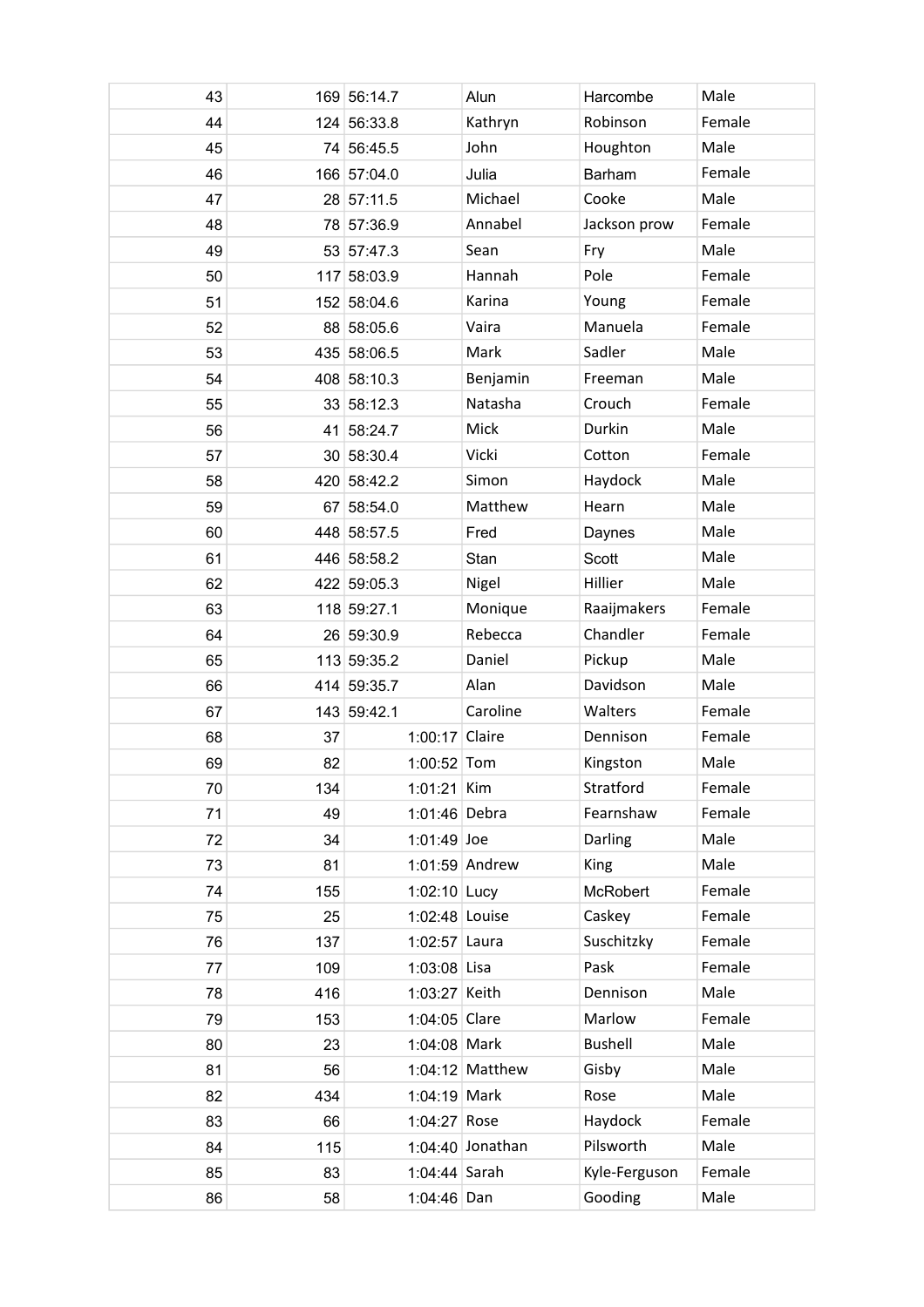| | | | | | |
|---|---|---|---|---|---|
| 43 | 169 | 56:14.7 | Alun | Harcombe | Male |
| 44 | 124 | 56:33.8 | Kathryn | Robinson | Female |
| 45 | 74 | 56:45.5 | John | Houghton | Male |
| 46 | 166 | 57:04.0 | Julia | Barham | Female |
| 47 | 28 | 57:11.5 | Michael | Cooke | Male |
| 48 | 78 | 57:36.9 | Annabel | Jackson prow | Female |
| 49 | 53 | 57:47.3 | Sean | Fry | Male |
| 50 | 117 | 58:03.9 | Hannah | Pole | Female |
| 51 | 152 | 58:04.6 | Karina | Young | Female |
| 52 | 88 | 58:05.6 | Vaira | Manuela | Female |
| 53 | 435 | 58:06.5 | Mark | Sadler | Male |
| 54 | 408 | 58:10.3 | Benjamin | Freeman | Male |
| 55 | 33 | 58:12.3 | Natasha | Crouch | Female |
| 56 | 41 | 58:24.7 | Mick | Durkin | Male |
| 57 | 30 | 58:30.4 | Vicki | Cotton | Female |
| 58 | 420 | 58:42.2 | Simon | Haydock | Male |
| 59 | 67 | 58:54.0 | Matthew | Hearn | Male |
| 60 | 448 | 58:57.5 | Fred | Daynes | Male |
| 61 | 446 | 58:58.2 | Stan | Scott | Male |
| 62 | 422 | 59:05.3 | Nigel | Hillier | Male |
| 63 | 118 | 59:27.1 | Monique | Raaijmakers | Female |
| 64 | 26 | 59:30.9 | Rebecca | Chandler | Female |
| 65 | 113 | 59:35.2 | Daniel | Pickup | Male |
| 66 | 414 | 59:35.7 | Alan | Davidson | Male |
| 67 | 143 | 59:42.1 | Caroline | Walters | Female |
| 68 | 37 | 1:00:17 | Claire | Dennison | Female |
| 69 | 82 | 1:00:52 | Tom | Kingston | Male |
| 70 | 134 | 1:01:21 | Kim | Stratford | Female |
| 71 | 49 | 1:01:46 | Debra | Fearnshaw | Female |
| 72 | 34 | 1:01:49 | Joe | Darling | Male |
| 73 | 81 | 1:01:59 | Andrew | King | Male |
| 74 | 155 | 1:02:10 | Lucy | McRobert | Female |
| 75 | 25 | 1:02:48 | Louise | Caskey | Female |
| 76 | 137 | 1:02:57 | Laura | Suschitzky | Female |
| 77 | 109 | 1:03:08 | Lisa | Pask | Female |
| 78 | 416 | 1:03:27 | Keith | Dennison | Male |
| 79 | 153 | 1:04:05 | Clare | Marlow | Female |
| 80 | 23 | 1:04:08 | Mark | Bushell | Male |
| 81 | 56 | 1:04:12 | Matthew | Gisby | Male |
| 82 | 434 | 1:04:19 | Mark | Rose | Male |
| 83 | 66 | 1:04:27 | Rose | Haydock | Female |
| 84 | 115 | 1:04:40 | Jonathan | Pilsworth | Male |
| 85 | 83 | 1:04:44 | Sarah | Kyle-Ferguson | Female |
| 86 | 58 | 1:04:46 | Dan | Gooding | Male |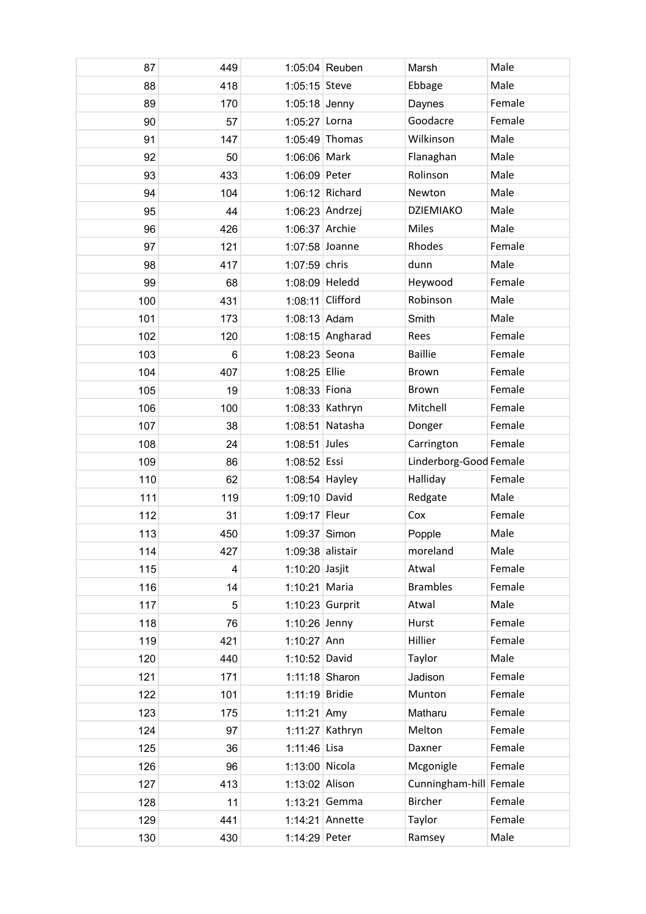| | | | | | |
|---|---|---|---|---|---|
| 87 | 449 | 1:05:04 | Reuben | Marsh | Male |
| 88 | 418 | 1:05:15 | Steve | Ebbage | Male |
| 89 | 170 | 1:05:18 | Jenny | Daynes | Female |
| 90 | 57 | 1:05:27 | Lorna | Goodacre | Female |
| 91 | 147 | 1:05:49 | Thomas | Wilkinson | Male |
| 92 | 50 | 1:06:06 | Mark | Flanaghan | Male |
| 93 | 433 | 1:06:09 | Peter | Rolinson | Male |
| 94 | 104 | 1:06:12 | Richard | Newton | Male |
| 95 | 44 | 1:06:23 | Andrzej | DZIEMIAKO | Male |
| 96 | 426 | 1:06:37 | Archie | Miles | Male |
| 97 | 121 | 1:07:58 | Joanne | Rhodes | Female |
| 98 | 417 | 1:07:59 | chris | dunn | Male |
| 99 | 68 | 1:08:09 | Heledd | Heywood | Female |
| 100 | 431 | 1:08:11 | Clifford | Robinson | Male |
| 101 | 173 | 1:08:13 | Adam | Smith | Male |
| 102 | 120 | 1:08:15 | Angharad | Rees | Female |
| 103 | 6 | 1:08:23 | Seona | Baillie | Female |
| 104 | 407 | 1:08:25 | Ellie | Brown | Female |
| 105 | 19 | 1:08:33 | Fiona | Brown | Female |
| 106 | 100 | 1:08:33 | Kathryn | Mitchell | Female |
| 107 | 38 | 1:08:51 | Natasha | Donger | Female |
| 108 | 24 | 1:08:51 | Jules | Carrington | Female |
| 109 | 86 | 1:08:52 | Essi | Linderborg-Good | Female |
| 110 | 62 | 1:08:54 | Hayley | Halliday | Female |
| 111 | 119 | 1:09:10 | David | Redgate | Male |
| 112 | 31 | 1:09:17 | Fleur | Cox | Female |
| 113 | 450 | 1:09:37 | Simon | Popple | Male |
| 114 | 427 | 1:09:38 | alistair | moreland | Male |
| 115 | 4 | 1:10:20 | Jasjit | Atwal | Female |
| 116 | 14 | 1:10:21 | Maria | Brambles | Female |
| 117 | 5 | 1:10:23 | Gurprit | Atwal | Male |
| 118 | 76 | 1:10:26 | Jenny | Hurst | Female |
| 119 | 421 | 1:10:27 | Ann | Hillier | Female |
| 120 | 440 | 1:10:52 | David | Taylor | Male |
| 121 | 171 | 1:11:18 | Sharon | Jadison | Female |
| 122 | 101 | 1:11:19 | Bridie | Munton | Female |
| 123 | 175 | 1:11:21 | Amy | Matharu | Female |
| 124 | 97 | 1:11:27 | Kathryn | Melton | Female |
| 125 | 36 | 1:11:46 | Lisa | Daxner | Female |
| 126 | 96 | 1:13:00 | Nicola | Mcgonigle | Female |
| 127 | 413 | 1:13:02 | Alison | Cunningham-hill | Female |
| 128 | 11 | 1:13:21 | Gemma | Bircher | Female |
| 129 | 441 | 1:14:21 | Annette | Taylor | Female |
| 130 | 430 | 1:14:29 | Peter | Ramsey | Male |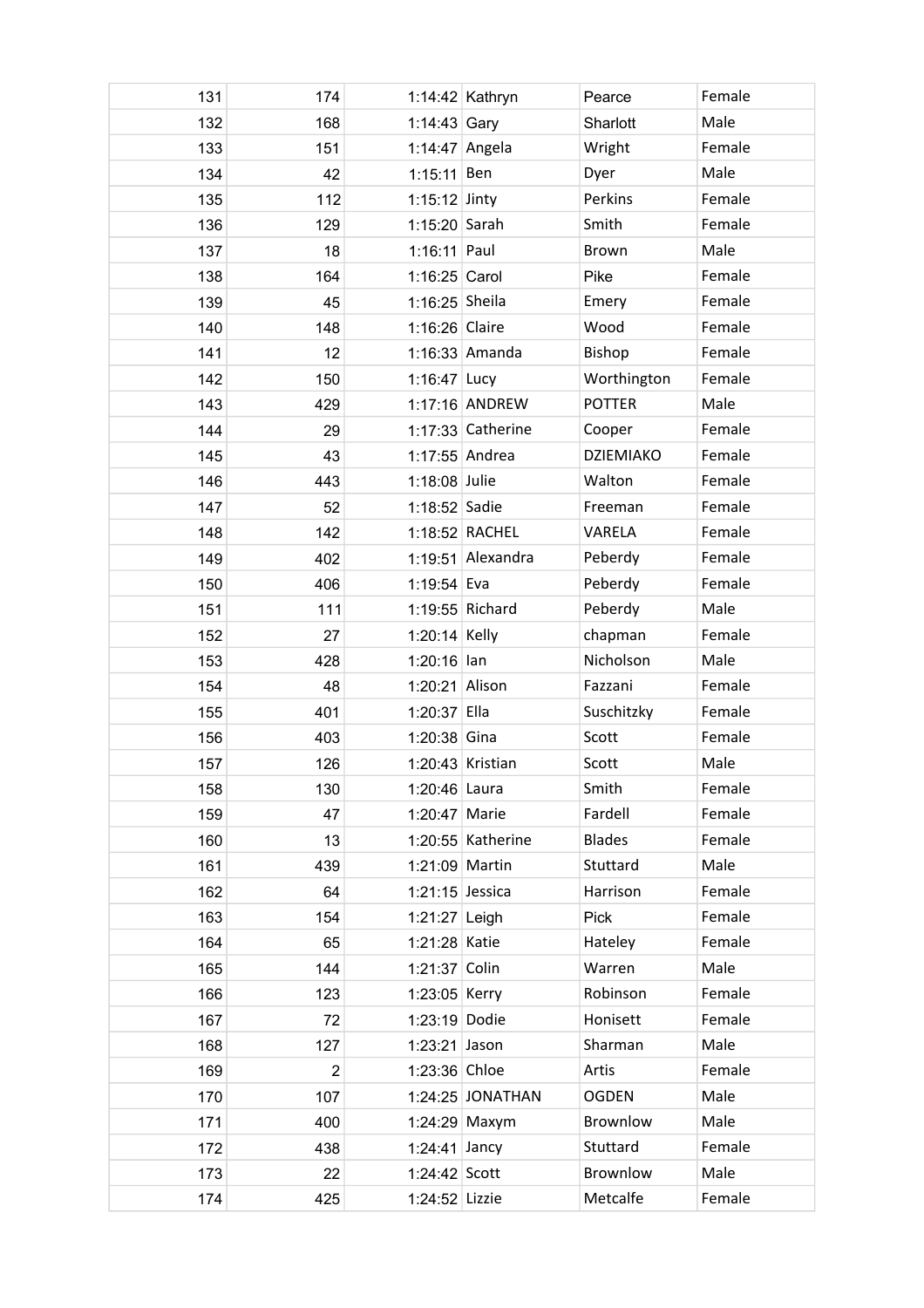| | | | | | |
|---|---|---|---|---|---|
| 131 | 174 | 1:14:42 | Kathryn | Pearce | Female |
| 132 | 168 | 1:14:43 | Gary | Sharlott | Male |
| 133 | 151 | 1:14:47 | Angela | Wright | Female |
| 134 | 42 | 1:15:11 | Ben | Dyer | Male |
| 135 | 112 | 1:15:12 | Jinty | Perkins | Female |
| 136 | 129 | 1:15:20 | Sarah | Smith | Female |
| 137 | 18 | 1:16:11 | Paul | Brown | Male |
| 138 | 164 | 1:16:25 | Carol | Pike | Female |
| 139 | 45 | 1:16:25 | Sheila | Emery | Female |
| 140 | 148 | 1:16:26 | Claire | Wood | Female |
| 141 | 12 | 1:16:33 | Amanda | Bishop | Female |
| 142 | 150 | 1:16:47 | Lucy | Worthington | Female |
| 143 | 429 | 1:17:16 | ANDREW | POTTER | Male |
| 144 | 29 | 1:17:33 | Catherine | Cooper | Female |
| 145 | 43 | 1:17:55 | Andrea | DZIEMIAKO | Female |
| 146 | 443 | 1:18:08 | Julie | Walton | Female |
| 147 | 52 | 1:18:52 | Sadie | Freeman | Female |
| 148 | 142 | 1:18:52 | RACHEL | VARELA | Female |
| 149 | 402 | 1:19:51 | Alexandra | Peberdy | Female |
| 150 | 406 | 1:19:54 | Eva | Peberdy | Female |
| 151 | 111 | 1:19:55 | Richard | Peberdy | Male |
| 152 | 27 | 1:20:14 | Kelly | chapman | Female |
| 153 | 428 | 1:20:16 | Ian | Nicholson | Male |
| 154 | 48 | 1:20:21 | Alison | Fazzani | Female |
| 155 | 401 | 1:20:37 | Ella | Suschitzky | Female |
| 156 | 403 | 1:20:38 | Gina | Scott | Female |
| 157 | 126 | 1:20:43 | Kristian | Scott | Male |
| 158 | 130 | 1:20:46 | Laura | Smith | Female |
| 159 | 47 | 1:20:47 | Marie | Fardell | Female |
| 160 | 13 | 1:20:55 | Katherine | Blades | Female |
| 161 | 439 | 1:21:09 | Martin | Stuttard | Male |
| 162 | 64 | 1:21:15 | Jessica | Harrison | Female |
| 163 | 154 | 1:21:27 | Leigh | Pick | Female |
| 164 | 65 | 1:21:28 | Katie | Hateley | Female |
| 165 | 144 | 1:21:37 | Colin | Warren | Male |
| 166 | 123 | 1:23:05 | Kerry | Robinson | Female |
| 167 | 72 | 1:23:19 | Dodie | Honisett | Female |
| 168 | 127 | 1:23:21 | Jason | Sharman | Male |
| 169 | 2 | 1:23:36 | Chloe | Artis | Female |
| 170 | 107 | 1:24:25 | JONATHAN | OGDEN | Male |
| 171 | 400 | 1:24:29 | Maxym | Brownlow | Male |
| 172 | 438 | 1:24:41 | Jancy | Stuttard | Female |
| 173 | 22 | 1:24:42 | Scott | Brownlow | Male |
| 174 | 425 | 1:24:52 | Lizzie | Metcalfe | Female |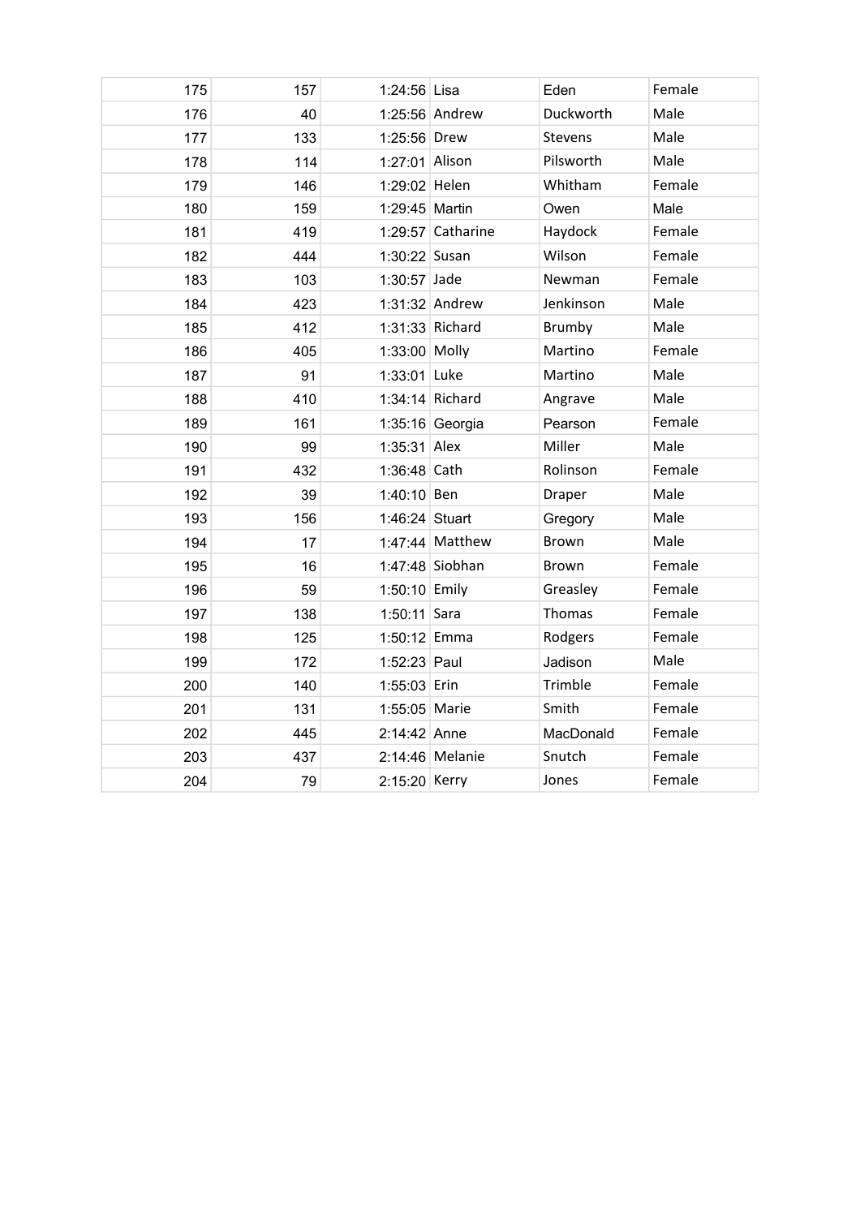| | | | | | |
|---|---|---|---|---|---|
| 175 | 157 | 1:24:56 | Lisa | Eden | Female |
| 176 | 40 | 1:25:56 | Andrew | Duckworth | Male |
| 177 | 133 | 1:25:56 | Drew | Stevens | Male |
| 178 | 114 | 1:27:01 | Alison | Pilsworth | Male |
| 179 | 146 | 1:29:02 | Helen | Whitham | Female |
| 180 | 159 | 1:29:45 | Martin | Owen | Male |
| 181 | 419 | 1:29:57 | Catharine | Haydock | Female |
| 182 | 444 | 1:30:22 | Susan | Wilson | Female |
| 183 | 103 | 1:30:57 | Jade | Newman | Female |
| 184 | 423 | 1:31:32 | Andrew | Jenkinson | Male |
| 185 | 412 | 1:31:33 | Richard | Brumby | Male |
| 186 | 405 | 1:33:00 | Molly | Martino | Female |
| 187 | 91 | 1:33:01 | Luke | Martino | Male |
| 188 | 410 | 1:34:14 | Richard | Angrave | Male |
| 189 | 161 | 1:35:16 | Georgia | Pearson | Female |
| 190 | 99 | 1:35:31 | Alex | Miller | Male |
| 191 | 432 | 1:36:48 | Cath | Rolinson | Female |
| 192 | 39 | 1:40:10 | Ben | Draper | Male |
| 193 | 156 | 1:46:24 | Stuart | Gregory | Male |
| 194 | 17 | 1:47:44 | Matthew | Brown | Male |
| 195 | 16 | 1:47:48 | Siobhan | Brown | Female |
| 196 | 59 | 1:50:10 | Emily | Greasley | Female |
| 197 | 138 | 1:50:11 | Sara | Thomas | Female |
| 198 | 125 | 1:50:12 | Emma | Rodgers | Female |
| 199 | 172 | 1:52:23 | Paul | Jadison | Male |
| 200 | 140 | 1:55:03 | Erin | Trimble | Female |
| 201 | 131 | 1:55:05 | Marie | Smith | Female |
| 202 | 445 | 2:14:42 | Anne | MacDonald | Female |
| 203 | 437 | 2:14:46 | Melanie | Snutch | Female |
| 204 | 79 | 2:15:20 | Kerry | Jones | Female |